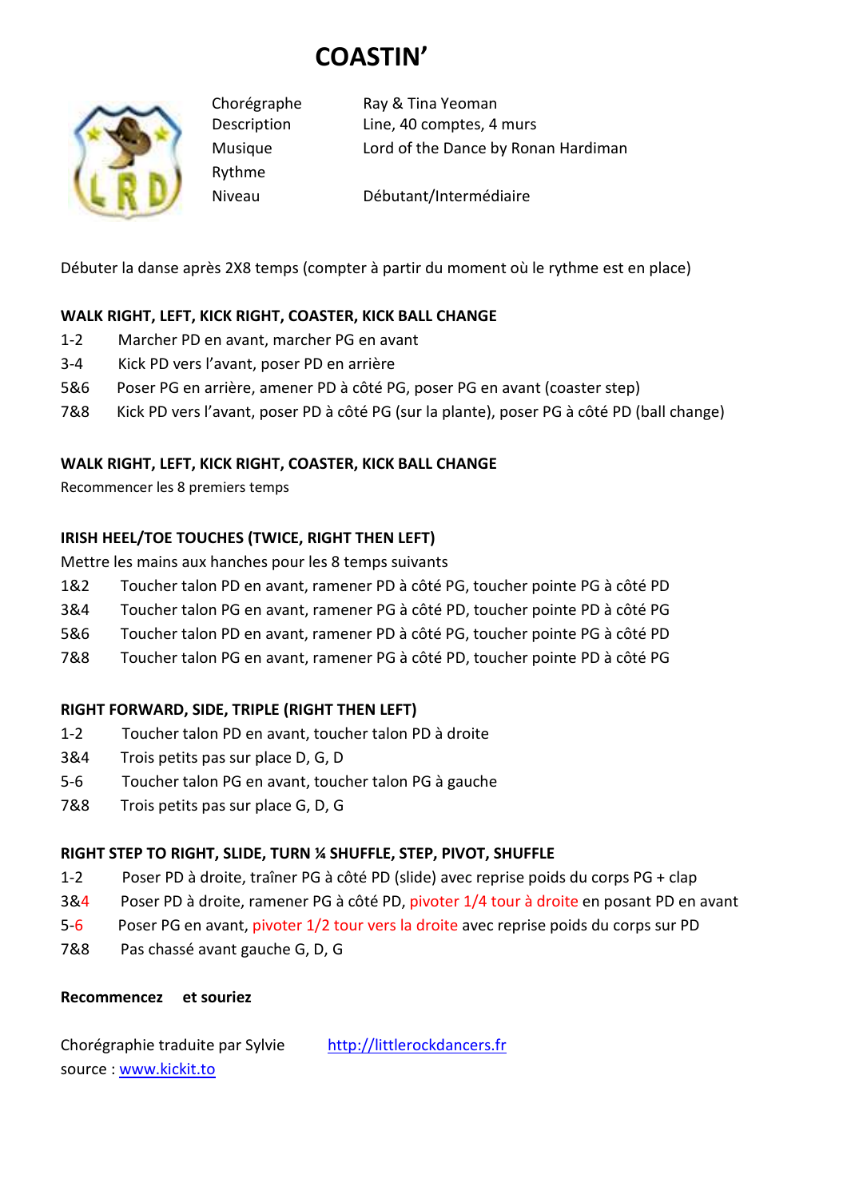# COASTIN'

| | |
|---|---|
| Chorégraphe | Ray & Tina Yeoman |
| Description | Line, 40 comptes, 4 murs |
| Musique | Lord of the Dance by Ronan Hardiman |
| Rythme | |
| Niveau | Débutant/Intermédiaire |

Débuter la danse après 2X8 temps (compter à partir du moment où le rythme est en place)

**WALK RIGHT, LEFT, KICK RIGHT, COASTER, KICK BALL CHANGE**

1-2 Marcher PD en avant, marcher PG en avant
3-4 Kick PD vers l'avant, poser PD en arrière
5&6 Poser PG en arrière, amener PD à côté PG, poser PG en avant (coaster step)
7&8 Kick PD vers l'avant, poser PD à côté PG (sur la plante), poser PG à côté PD (ball change)

**WALK RIGHT, LEFT, KICK RIGHT, COASTER, KICK BALL CHANGE**

Recommencer les 8 premiers temps

**IRISH HEEL/TOE TOUCHES (TWICE, RIGHT THEN LEFT)**

Mettre les mains aux hanches pour les 8 temps suivants
1&2 Toucher talon PD en avant, ramener PD à côté PG, toucher pointe PG à côté PD
3&4 Toucher talon PG en avant, ramener PG à côté PD, toucher pointe PD à côté PG
5&6 Toucher talon PD en avant, ramener PD à côté PG, toucher pointe PG à côté PD
7&8 Toucher talon PG en avant, ramener PG à côté PD, toucher pointe PD à côté PG

**RIGHT FORWARD, SIDE, TRIPLE (RIGHT THEN LEFT)**

1-2 Toucher talon PD en avant, toucher talon PD à droite
3&4 Trois petits pas sur place D, G, D
5-6 Toucher talon PG en avant, toucher talon PG à gauche
7&8 Trois petits pas sur place G, D, G

**RIGHT STEP TO RIGHT, SLIDE, TURN ¼ SHUFFLE, STEP, PIVOT, SHUFFLE**

1-2 Poser PD à droite, traîner PG à côté PD (slide) avec reprise poids du corps PG + clap
3&4 Poser PD à droite, ramener PG à côté PD, pivoter 1/4 tour à droite en posant PD en avant
5-6 Poser PG en avant, pivoter 1/2 tour vers la droite avec reprise poids du corps sur PD
7&8 Pas chassé avant gauche G, D, G

**Recommencez et souriez**

Chorégraphie traduite par Sylvie http://littlerockdancers.fr
source : www.kickit.to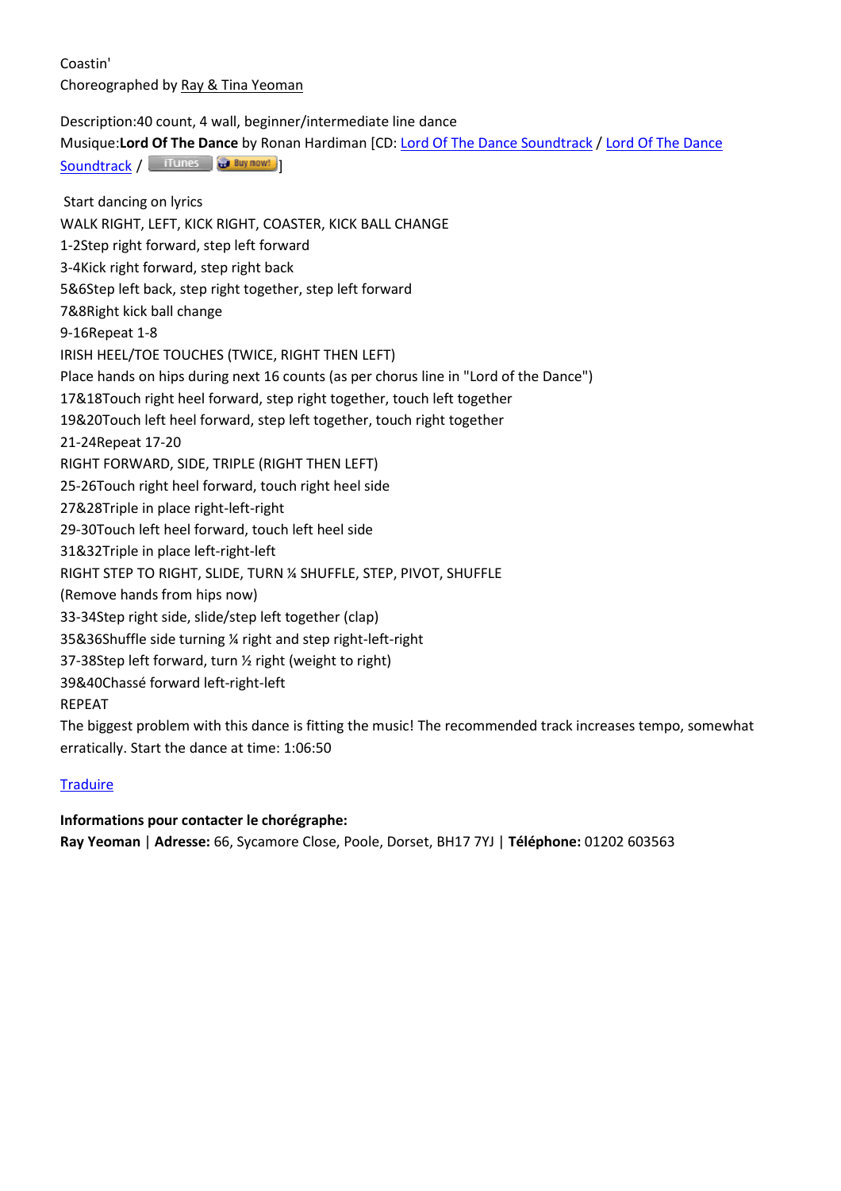Coastin'
Choreographed by Ray & Tina Yeoman

Description:40 count, 4 wall, beginner/intermediate line dance
Musique:**Lord Of The Dance** by Ronan Hardiman [CD: Lord Of The Dance Soundtrack / Lord Of The Dance Soundtrack / iTunes Buy now! ]

Start dancing on lyrics

WALK RIGHT, LEFT, KICK RIGHT, COASTER, KICK BALL CHANGE
1-2Step right forward, step left forward
3-4Kick right forward, step right back
5&6Step left back, step right together, step left forward
7&8Right kick ball change
9-16Repeat 1-8

IRISH HEEL/TOE TOUCHES (TWICE, RIGHT THEN LEFT)
Place hands on hips during next 16 counts (as per chorus line in "Lord of the Dance")
17&18Touch right heel forward, step right together, touch left together
19&20Touch left heel forward, step left together, touch right together
21-24Repeat 17-20

RIGHT FORWARD, SIDE, TRIPLE (RIGHT THEN LEFT)
25-26Touch right heel forward, touch right heel side
27&28Triple in place right-left-right
29-30Touch left heel forward, touch left heel side
31&32Triple in place left-right-left

RIGHT STEP TO RIGHT, SLIDE, TURN ¼ SHUFFLE, STEP, PIVOT, SHUFFLE
(Remove hands from hips now)
33-34Step right side, slide/step left together (clap)
35&36Shuffle side turning ¼ right and step right-left-right
37-38Step left forward, turn ½ right (weight to right)
39&40Chassé forward left-right-left

REPEAT

The biggest problem with this dance is fitting the music! The recommended track increases tempo, somewhat erratically. Start the dance at time: 1:06:50

Traduire

**Informations pour contacter le chorégraphe:**
**Ray Yeoman** | **Adresse:** 66, Sycamore Close, Poole, Dorset, BH17 7YJ | **Téléphone:** 01202 603563